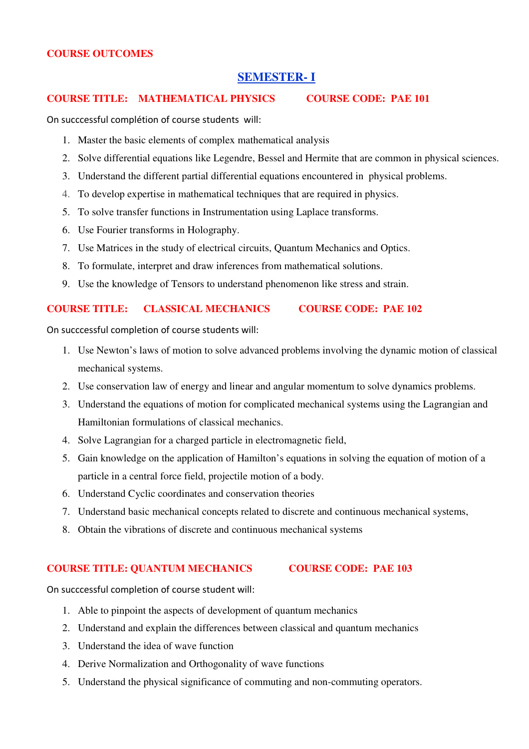**COURSE OUTCOMES**

# SEMESTER- I

## COURSE TITLE: MATHEMATICAL PHYSICS COURSE CODE: PAE 101

On succcessful complétion of course students will:

1. Master the basic elements of complex mathematical analysis
2. Solve differential equations like Legendre, Bessel and Hermite that are common in physical sciences.
3. Understand the different partial differential equations encountered in physical problems.
4. To develop expertise in mathematical techniques that are required in physics.
5. To solve transfer functions in Instrumentation using Laplace transforms.
6. Use Fourier transforms in Holography.
7. Use Matrices in the study of electrical circuits, Quantum Mechanics and Optics.
8. To formulate, interpret and draw inferences from mathematical solutions.
9. Use the knowledge of Tensors to understand phenomenon like stress and strain.

## COURSE TITLE: CLASSICAL MECHANICS COURSE CODE: PAE 102

On succcessful completion of course students will:

1. Use Newton's laws of motion to solve advanced problems involving the dynamic motion of classical mechanical systems.
2. Use conservation law of energy and linear and angular momentum to solve dynamics problems.
3. Understand the equations of motion for complicated mechanical systems using the Lagrangian and Hamiltonian formulations of classical mechanics.
4. Solve Lagrangian for a charged particle in electromagnetic field,
5. Gain knowledge on the application of Hamilton's equations in solving the equation of motion of a particle in a central force field, projectile motion of a body.
6. Understand Cyclic coordinates and conservation theories
7. Understand basic mechanical concepts related to discrete and continuous mechanical systems,
8. Obtain the vibrations of discrete and continuous mechanical systems

## COURSE TITLE: QUANTUM MECHANICS COURSE CODE: PAE 103

On succcessful completion of course student will:

1. Able to pinpoint the aspects of development of quantum mechanics
2. Understand and explain the differences between classical and quantum mechanics
3. Understand the idea of wave function
4. Derive Normalization and Orthogonality of wave functions
5. Understand the physical significance of commuting and non-commuting operators.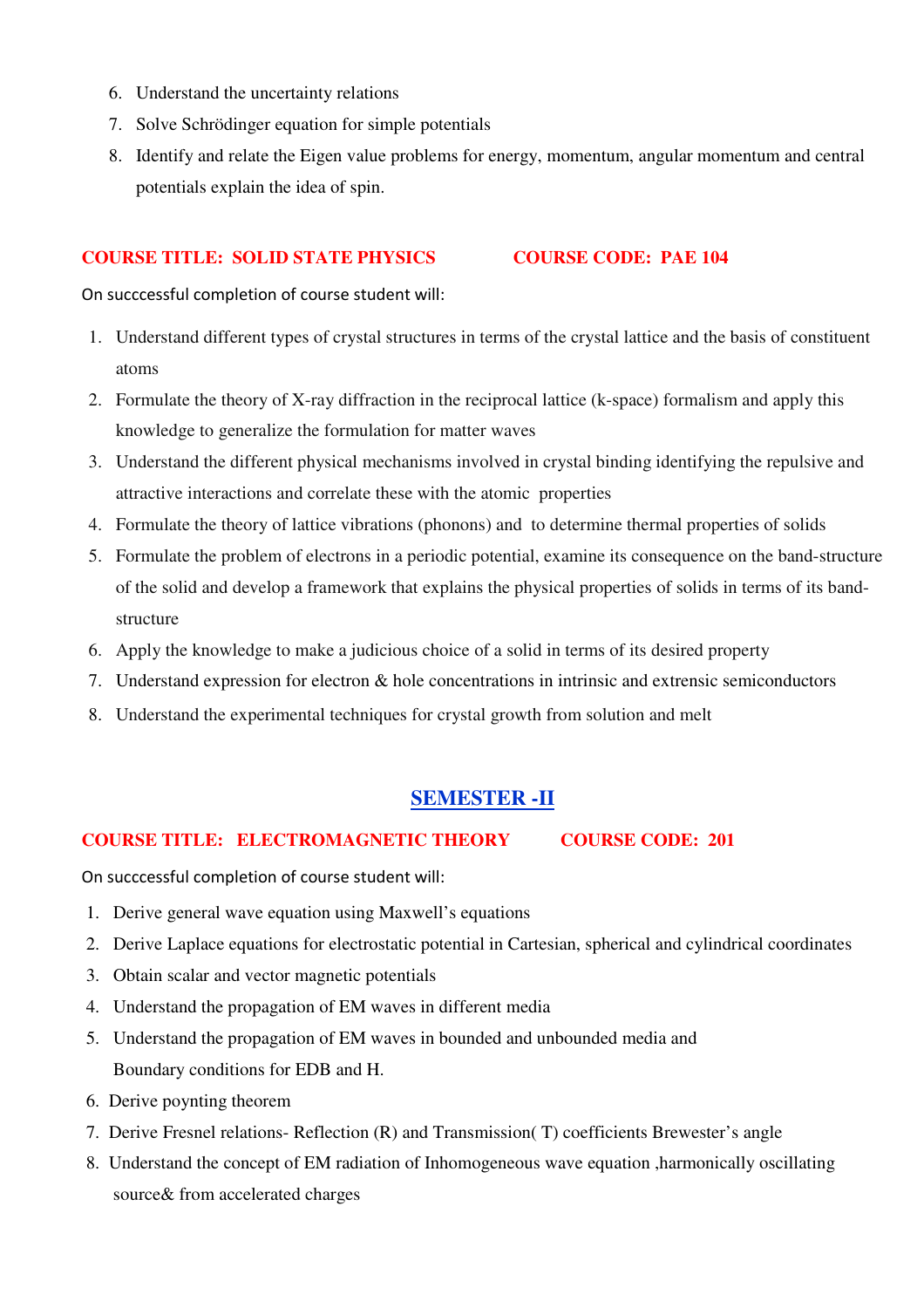6. Understand the uncertainty relations
7. Solve Schrödinger equation for simple potentials
8. Identify and relate the Eigen value problems for energy, momentum, angular momentum and central potentials explain the idea of spin.

**COURSE TITLE: SOLID STATE PHYSICS COURSE CODE: PAE 104**

On succcessful completion of course student will:

1. Understand different types of crystal structures in terms of the crystal lattice and the basis of constituent atoms
2. Formulate the theory of X-ray diffraction in the reciprocal lattice (k-space) formalism and apply this knowledge to generalize the formulation for matter waves
3. Understand the different physical mechanisms involved in crystal binding identifying the repulsive and attractive interactions and correlate these with the atomic properties
4. Formulate the theory of lattice vibrations (phonons) and to determine thermal properties of solids
5. Formulate the problem of electrons in a periodic potential, examine its consequence on the band-structure of the solid and develop a framework that explains the physical properties of solids in terms of its band-structure
6. Apply the knowledge to make a judicious choice of a solid in terms of its desired property
7. Understand expression for electron & hole concentrations in intrinsic and extrensic semiconductors
8. Understand the experimental techniques for crystal growth from solution and melt

## SEMESTER -II

**COURSE TITLE: ELECTROMAGNETIC THEORY COURSE CODE: 201**

On succcessful completion of course student will:

1. Derive general wave equation using Maxwell's equations
2. Derive Laplace equations for electrostatic potential in Cartesian, spherical and cylindrical coordinates
3. Obtain scalar and vector magnetic potentials
4. Understand the propagation of EM waves in different media
5. Understand the propagation of EM waves in bounded and unbounded media and Boundary conditions for EDB and H.
6. Derive poynting theorem
7. Derive Fresnel relations- Reflection (R) and Transmission( T) coefficients Brewester's angle
8. Understand the concept of EM radiation of Inhomogeneous wave equation ,harmonically oscillating source& from accelerated charges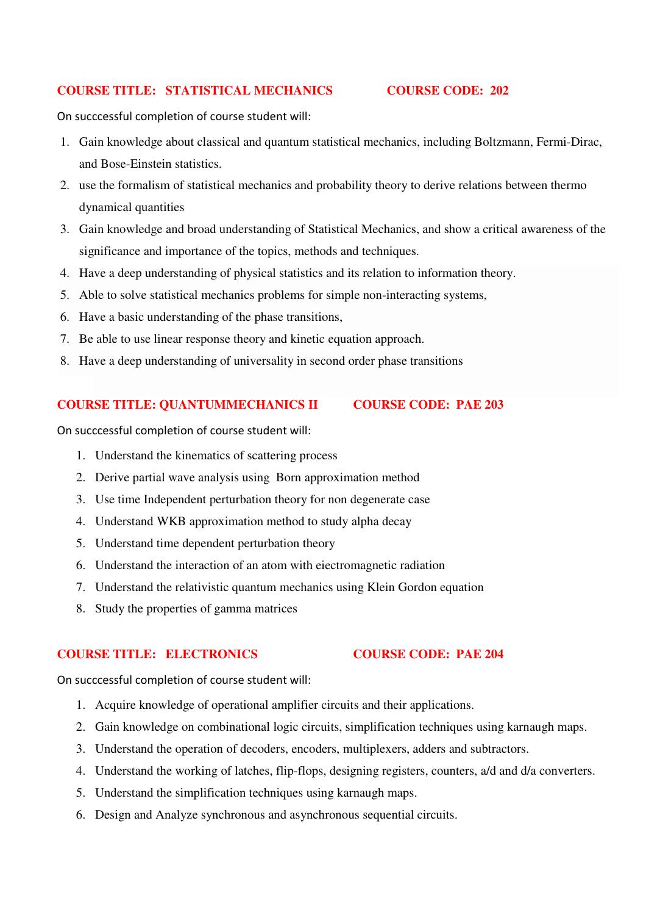**COURSE TITLE: STATISTICAL MECHANICS** **COURSE CODE: 202**

On succcessful completion of course student will:

1. Gain knowledge about classical and quantum statistical mechanics, including Boltzmann, Fermi-Dirac, and Bose-Einstein statistics.
2. use the formalism of statistical mechanics and probability theory to derive relations between thermo dynamical quantities
3. Gain knowledge and broad understanding of Statistical Mechanics, and show a critical awareness of the significance and importance of the topics, methods and techniques.
4. Have a deep understanding of physical statistics and its relation to information theory.
5. Able to solve statistical mechanics problems for simple non-interacting systems,
6. Have a basic understanding of the phase transitions,
7. Be able to use linear response theory and kinetic equation approach.
8. Have a deep understanding of universality in second order phase transitions

**COURSE TITLE: QUANTUMMECHANICS II** **COURSE CODE: PAE 203**

On succcessful completion of course student will:

1. Understand the kinematics of scattering process
2. Derive partial wave analysis using Born approximation method
3. Use time Independent perturbation theory for non degenerate case
4. Understand WKB approximation method to study alpha decay
5. Understand time dependent perturbation theory
6. Understand the interaction of an atom with eiectromagnetic radiation
7. Understand the relativistic quantum mechanics using Klein Gordon equation
8. Study the properties of gamma matrices

**COURSE TITLE: ELECTRONICS** **COURSE CODE: PAE 204**

On succcessful completion of course student will:

1. Acquire knowledge of operational amplifier circuits and their applications.
2. Gain knowledge on combinational logic circuits, simplification techniques using karnaugh maps.
3. Understand the operation of decoders, encoders, multiplexers, adders and subtractors.
4. Understand the working of latches, flip-flops, designing registers, counters, a/d and d/a converters.
5. Understand the simplification techniques using karnaugh maps.
6. Design and Analyze synchronous and asynchronous sequential circuits.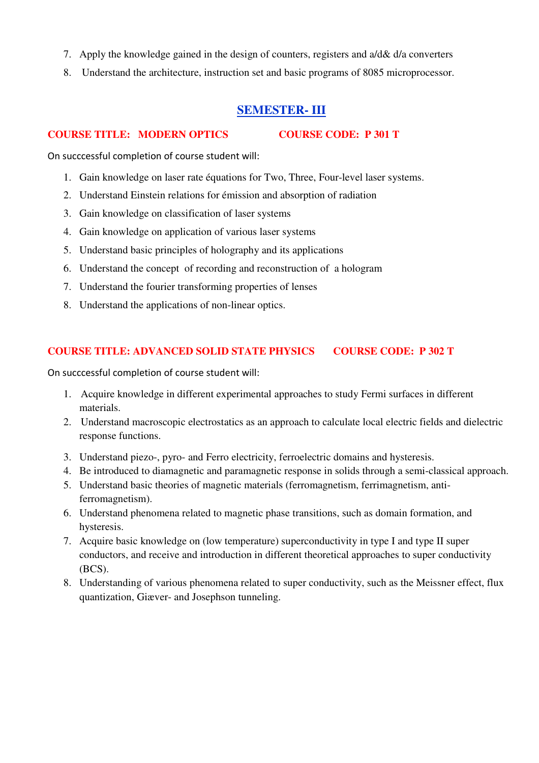7. Apply the knowledge gained in the design of counters, registers and a/d& d/a converters
8. Understand the architecture, instruction set and basic programs of 8085 microprocessor.

## SEMESTER- III

**COURSE TITLE: MODERN OPTICS COURSE CODE: P 301 T**

On succcessful completion of course student will:

1. Gain knowledge on laser rate équations for Two, Three, Four-level laser systems.
2. Understand Einstein relations for émission and absorption of radiation
3. Gain knowledge on classification of laser systems
4. Gain knowledge on application of various laser systems
5. Understand basic principles of holography and its applications
6. Understand the concept of recording and reconstruction of a hologram
7. Understand the fourier transforming properties of lenses
8. Understand the applications of non-linear optics.

**COURSE TITLE: ADVANCED SOLID STATE PHYSICS COURSE CODE: P 302 T**

On succcessful completion of course student will:

1. Acquire knowledge in different experimental approaches to study Fermi surfaces in different materials.
2. Understand macroscopic electrostatics as an approach to calculate local electric fields and dielectric response functions.
3. Understand piezo-, pyro- and Ferro electricity, ferroelectric domains and hysteresis.
4. Be introduced to diamagnetic and paramagnetic response in solids through a semi-classical approach.
5. Understand basic theories of magnetic materials (ferromagnetism, ferrimagnetism, anti-ferromagnetism).
6. Understand phenomena related to magnetic phase transitions, such as domain formation, and hysteresis.
7. Acquire basic knowledge on (low temperature) superconductivity in type I and type II super conductors, and receive and introduction in different theoretical approaches to super conductivity (BCS).
8. Understanding of various phenomena related to super conductivity, such as the Meissner effect, flux quantization, Giæver- and Josephson tunneling.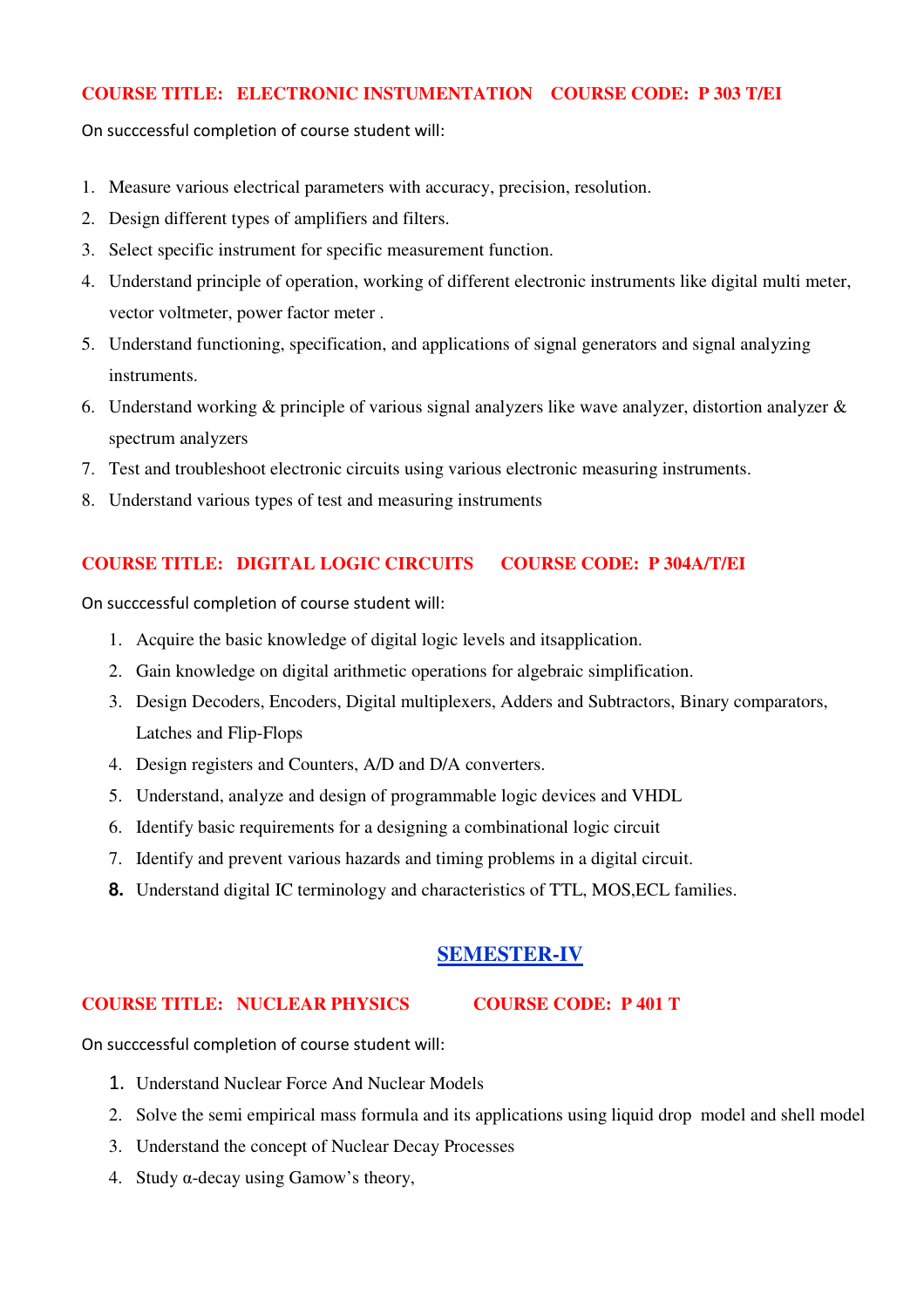**COURSE TITLE: ELECTRONIC INSTUMENTATION  COURSE CODE: P 303 T/EI**

On succcessful completion of course student will:

1. Measure various electrical parameters with accuracy, precision, resolution.
2. Design different types of amplifiers and filters.
3. Select specific instrument for specific measurement function.
4. Understand principle of operation, working of different electronic instruments like digital multi meter, vector voltmeter, power factor meter .
5. Understand functioning, specification, and applications of signal generators and signal analyzing instruments.
6. Understand working & principle of various signal analyzers like wave analyzer, distortion analyzer & spectrum analyzers
7. Test and troubleshoot electronic circuits using various electronic measuring instruments.
8. Understand various types of test and measuring instruments

**COURSE TITLE: DIGITAL LOGIC CIRCUITS  COURSE CODE: P 304A/T/EI**

On succcessful completion of course student will:

1. Acquire the basic knowledge of digital logic levels and itsapplication.
2. Gain knowledge on digital arithmetic operations for algebraic simplification.
3. Design Decoders, Encoders, Digital multiplexers, Adders and Subtractors, Binary comparators, Latches and Flip-Flops
4. Design registers and Counters, A/D and D/A converters.
5. Understand, analyze and design of programmable logic devices and VHDL
6. Identify basic requirements for a designing a combinational logic circuit
7. Identify and prevent various hazards and timing problems in a digital circuit.
8. Understand digital IC terminology and characteristics of TTL, MOS,ECL families.

## SEMESTER-IV

**COURSE TITLE: NUCLEAR PHYSICS  COURSE CODE: P 401 T**

On succcessful completion of course student will:

1. Understand Nuclear Force And Nuclear Models
2. Solve the semi empirical mass formula and its applications using liquid drop model and shell model
3. Understand the concept of Nuclear Decay Processes
4. Study α-decay using Gamow's theory,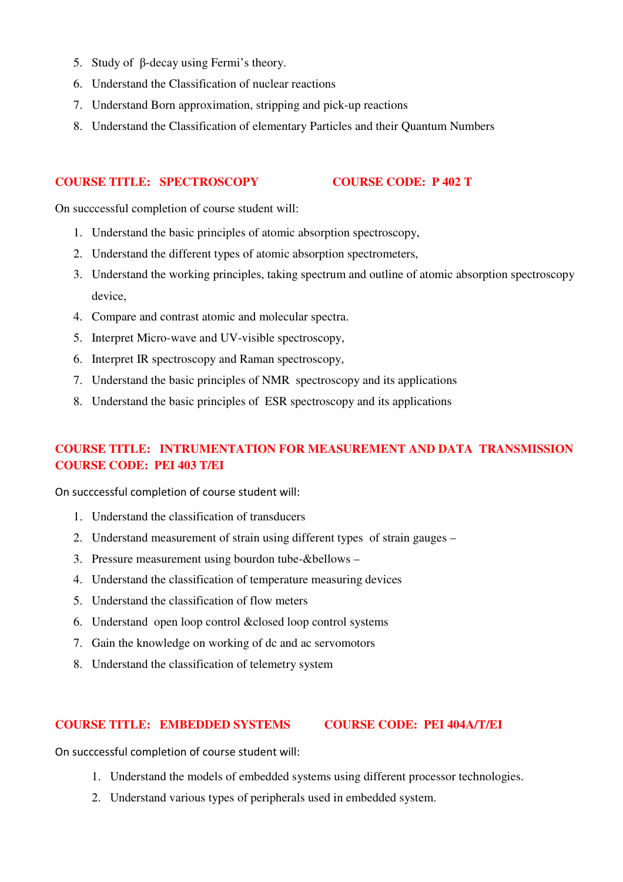5. Study of β-decay using Fermi's theory.
6. Understand the Classification of nuclear reactions
7. Understand Born approximation, stripping and pick-up reactions
8. Understand the Classification of elementary Particles and their Quantum Numbers

**COURSE TITLE: SPECTROSCOPY COURSE CODE: P 402 T**

On succcessful completion of course student will:

1. Understand the basic principles of atomic absorption spectroscopy,
2. Understand the different types of atomic absorption spectrometers,
3. Understand the working principles, taking spectrum and outline of atomic absorption spectroscopy device,
4. Compare and contrast atomic and molecular spectra.
5. Interpret Micro-wave and UV-visible spectroscopy,
6. Interpret IR spectroscopy and Raman spectroscopy,
7. Understand the basic principles of NMR spectroscopy and its applications
8. Understand the basic principles of ESR spectroscopy and its applications

**COURSE TITLE: INTRUMENTATION FOR MEASUREMENT AND DATA TRANSMISSION COURSE CODE: PEI 403 T/EI**

On succcessful completion of course student will:

1. Understand the classification of transducers
2. Understand measurement of strain using different types of strain gauges –
3. Pressure measurement using bourdon tube-&bellows –
4. Understand the classification of temperature measuring devices
5. Understand the classification of flow meters
6. Understand open loop control &closed loop control systems
7. Gain the knowledge on working of dc and ac servomotors
8. Understand the classification of telemetry system

**COURSE TITLE: EMBEDDED SYSTEMS COURSE CODE: PEI 404A/T/EI**

On succcessful completion of course student will:

1. Understand the models of embedded systems using different processor technologies.
2. Understand various types of peripherals used in embedded system.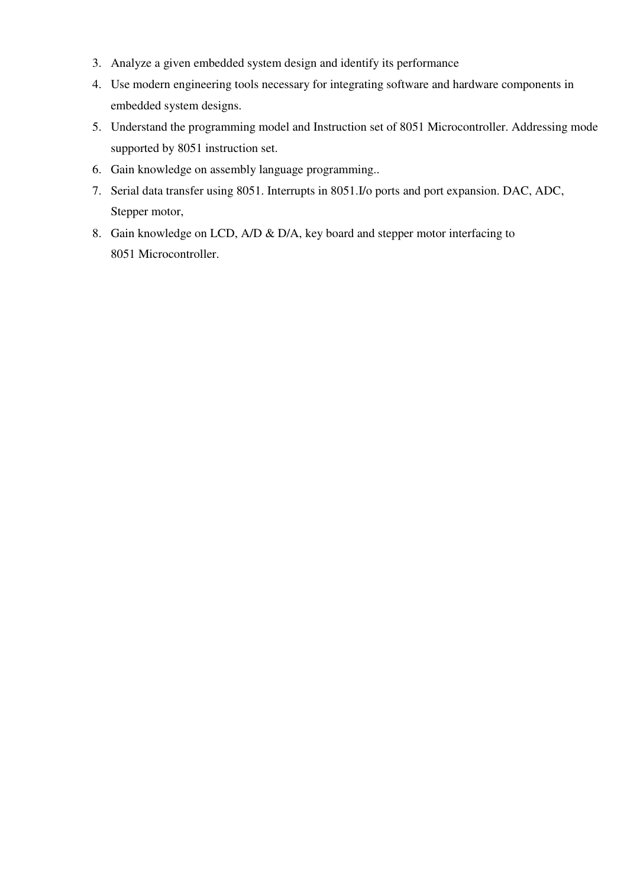3. Analyze a given embedded system design and identify its performance
4. Use modern engineering tools necessary for integrating software and hardware components in embedded system designs.
5. Understand the programming model and Instruction set of 8051 Microcontroller. Addressing mode supported by 8051 instruction set.
6. Gain knowledge on assembly language programming..
7. Serial data transfer using 8051. Interrupts in 8051.I/o ports and port expansion. DAC, ADC, Stepper motor,
8. Gain knowledge on LCD, A/D & D/A, key board and stepper motor interfacing to 8051 Microcontroller.